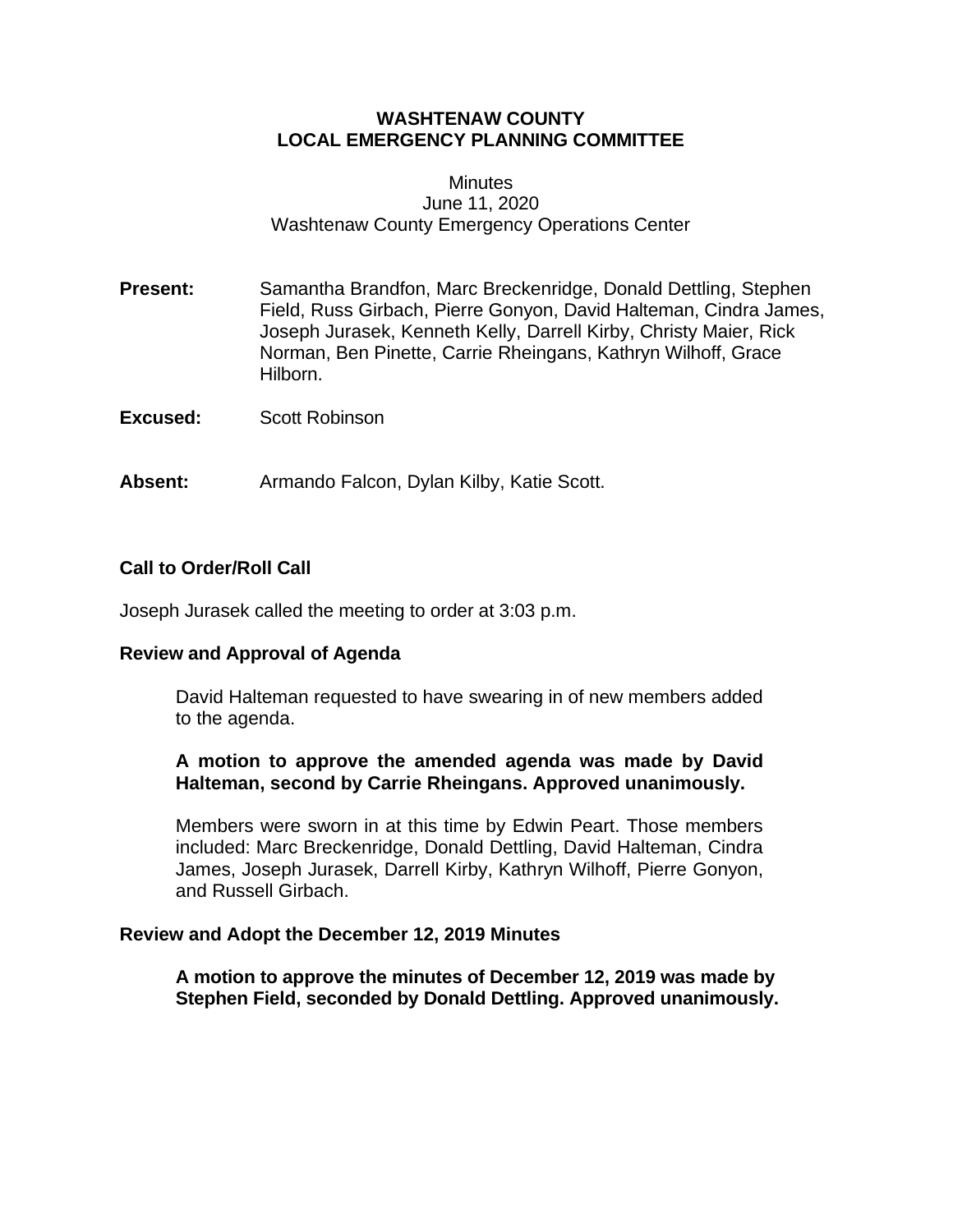# WASHTENAW COUNTY
# LOCAL EMERGENCY PLANNING COMMITTEE

Minutes
June 11, 2020
Washtenaw County Emergency Operations Center

**Present:** Samantha Brandfon, Marc Breckenridge, Donald Dettling, Stephen Field, Russ Girbach, Pierre Gonyon, David Halteman, Cindra James, Joseph Jurasek, Kenneth Kelly, Darrell Kirby, Christy Maier, Rick Norman, Ben Pinette, Carrie Rheingans, Kathryn Wilhoff, Grace Hilborn.

**Excused:** Scott Robinson

**Absent:** Armando Falcon, Dylan Kilby, Katie Scott.

## Call to Order/Roll Call

Joseph Jurasek called the meeting to order at 3:03 p.m.

## Review and Approval of Agenda

David Halteman requested to have swearing in of new members added to the agenda.

**A motion to approve the amended agenda was made by David Halteman, second by Carrie Rheingans. Approved unanimously.**

Members were sworn in at this time by Edwin Peart. Those members included: Marc Breckenridge, Donald Dettling, David Halteman, Cindra James, Joseph Jurasek, Darrell Kirby, Kathryn Wilhoff, Pierre Gonyon, and Russell Girbach.

## Review and Adopt the December 12, 2019 Minutes

**A motion to approve the minutes of December 12, 2019 was made by Stephen Field, seconded by Donald Dettling. Approved unanimously.**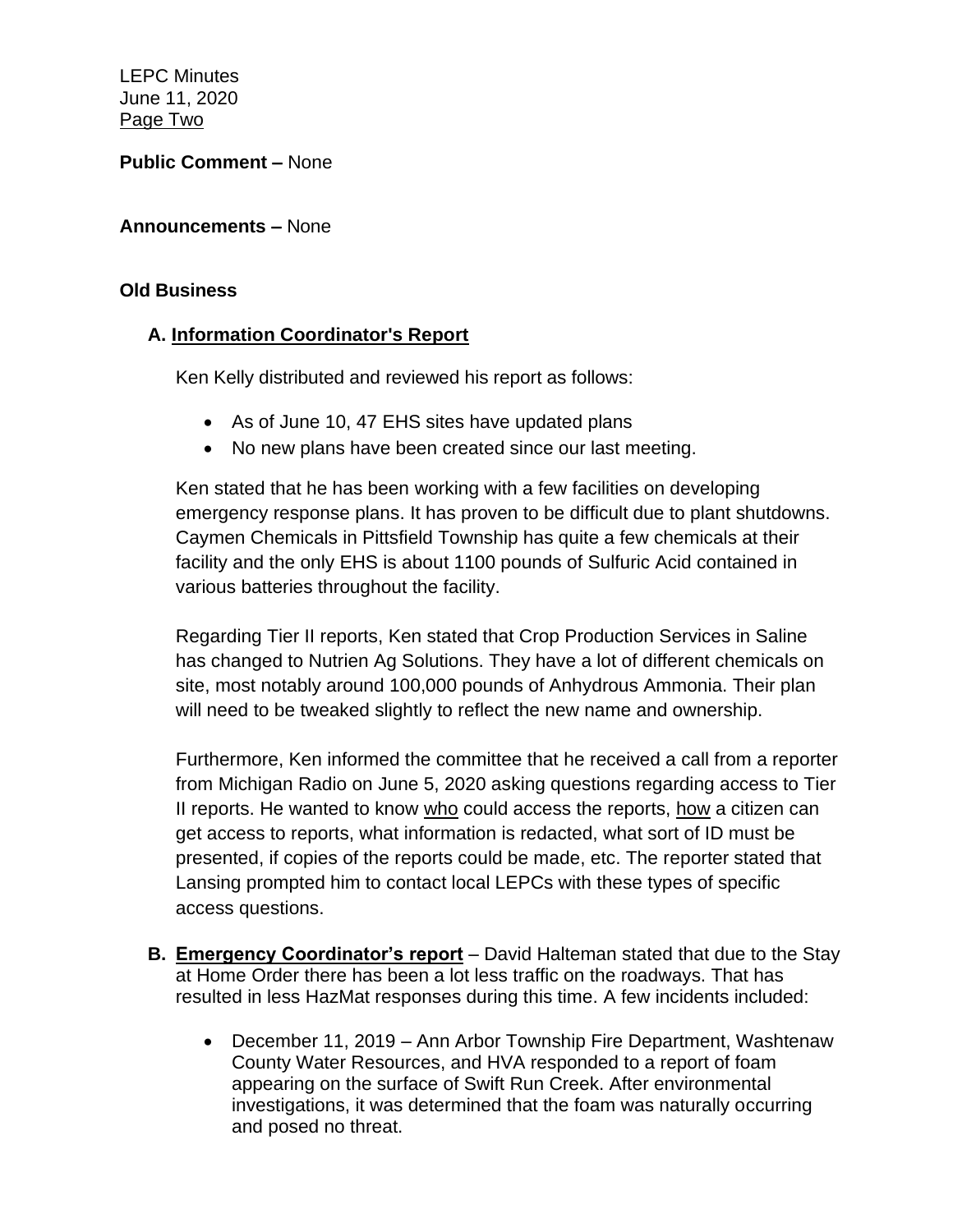**Public Comment –** None

**Announcements –** None

**Old Business**

**A. Information Coordinator's Report**

Ken Kelly distributed and reviewed his report as follows:

- As of June 10, 47 EHS sites have updated plans
- No new plans have been created since our last meeting.

Ken stated that he has been working with a few facilities on developing emergency response plans. It has proven to be difficult due to plant shutdowns. Caymen Chemicals in Pittsfield Township has quite a few chemicals at their facility and the only EHS is about 1100 pounds of Sulfuric Acid contained in various batteries throughout the facility.

Regarding Tier II reports, Ken stated that Crop Production Services in Saline has changed to Nutrien Ag Solutions. They have a lot of different chemicals on site, most notably around 100,000 pounds of Anhydrous Ammonia. Their plan will need to be tweaked slightly to reflect the new name and ownership.

Furthermore, Ken informed the committee that he received a call from a reporter from Michigan Radio on June 5, 2020 asking questions regarding access to Tier II reports. He wanted to know who could access the reports, how a citizen can get access to reports, what information is redacted, what sort of ID must be presented, if copies of the reports could be made, etc. The reporter stated that Lansing prompted him to contact local LEPCs with these types of specific access questions.

**B. Emergency Coordinator's report** – David Halteman stated that due to the Stay at Home Order there has been a lot less traffic on the roadways. That has resulted in less HazMat responses during this time. A few incidents included:

- December 11, 2019 – Ann Arbor Township Fire Department, Washtenaw County Water Resources, and HVA responded to a report of foam appearing on the surface of Swift Run Creek. After environmental investigations, it was determined that the foam was naturally occurring and posed no threat.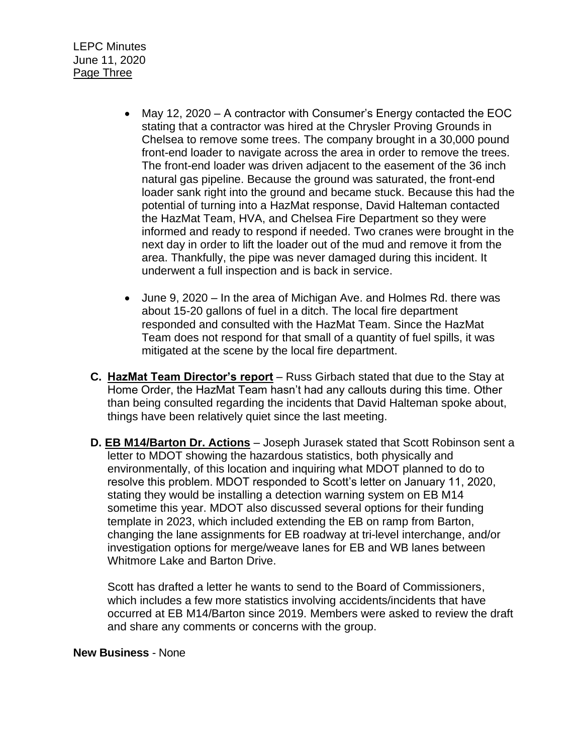- May 12, 2020 – A contractor with Consumer's Energy contacted the EOC stating that a contractor was hired at the Chrysler Proving Grounds in Chelsea to remove some trees. The company brought in a 30,000 pound front-end loader to navigate across the area in order to remove the trees. The front-end loader was driven adjacent to the easement of the 36 inch natural gas pipeline. Because the ground was saturated, the front-end loader sank right into the ground and became stuck. Because this had the potential of turning into a HazMat response, David Halteman contacted the HazMat Team, HVA, and Chelsea Fire Department so they were informed and ready to respond if needed. Two cranes were brought in the next day in order to lift the loader out of the mud and remove it from the area. Thankfully, the pipe was never damaged during this incident. It underwent a full inspection and is back in service.

- June 9, 2020 – In the area of Michigan Ave. and Holmes Rd. there was about 15-20 gallons of fuel in a ditch. The local fire department responded and consulted with the HazMat Team. Since the HazMat Team does not respond for that small of a quantity of fuel spills, it was mitigated at the scene by the local fire department.

**C. <u>HazMat Team Director's report</u>** – Russ Girbach stated that due to the Stay at Home Order, the HazMat Team hasn't had any callouts during this time. Other than being consulted regarding the incidents that David Halteman spoke about, things have been relatively quiet since the last meeting.

**D. <u>EB M14/Barton Dr. Actions</u>** – Joseph Jurasek stated that Scott Robinson sent a letter to MDOT showing the hazardous statistics, both physically and environmentally, of this location and inquiring what MDOT planned to do to resolve this problem. MDOT responded to Scott's letter on January 11, 2020, stating they would be installing a detection warning system on EB M14 sometime this year. MDOT also discussed several options for their funding template in 2023, which included extending the EB on ramp from Barton, changing the lane assignments for EB roadway at tri-level interchange, and/or investigation options for merge/weave lanes for EB and WB lanes between Whitmore Lake and Barton Drive.

Scott has drafted a letter he wants to send to the Board of Commissioners, which includes a few more statistics involving accidents/incidents that have occurred at EB M14/Barton since 2019. Members were asked to review the draft and share any comments or concerns with the group.

**New Business** - None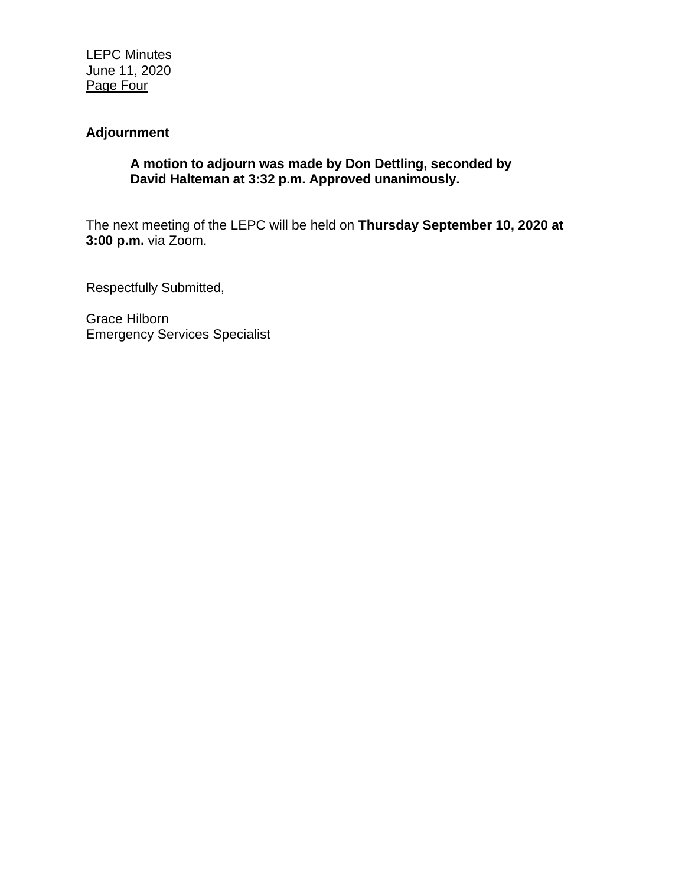## Adjournment

**A motion to adjourn was made by Don Dettling, seconded by David Halteman at 3:32 p.m. Approved unanimously.**

The next meeting of the LEPC will be held on **Thursday September 10, 2020 at 3:00 p.m.** via Zoom.

Respectfully Submitted,

Grace Hilborn
Emergency Services Specialist